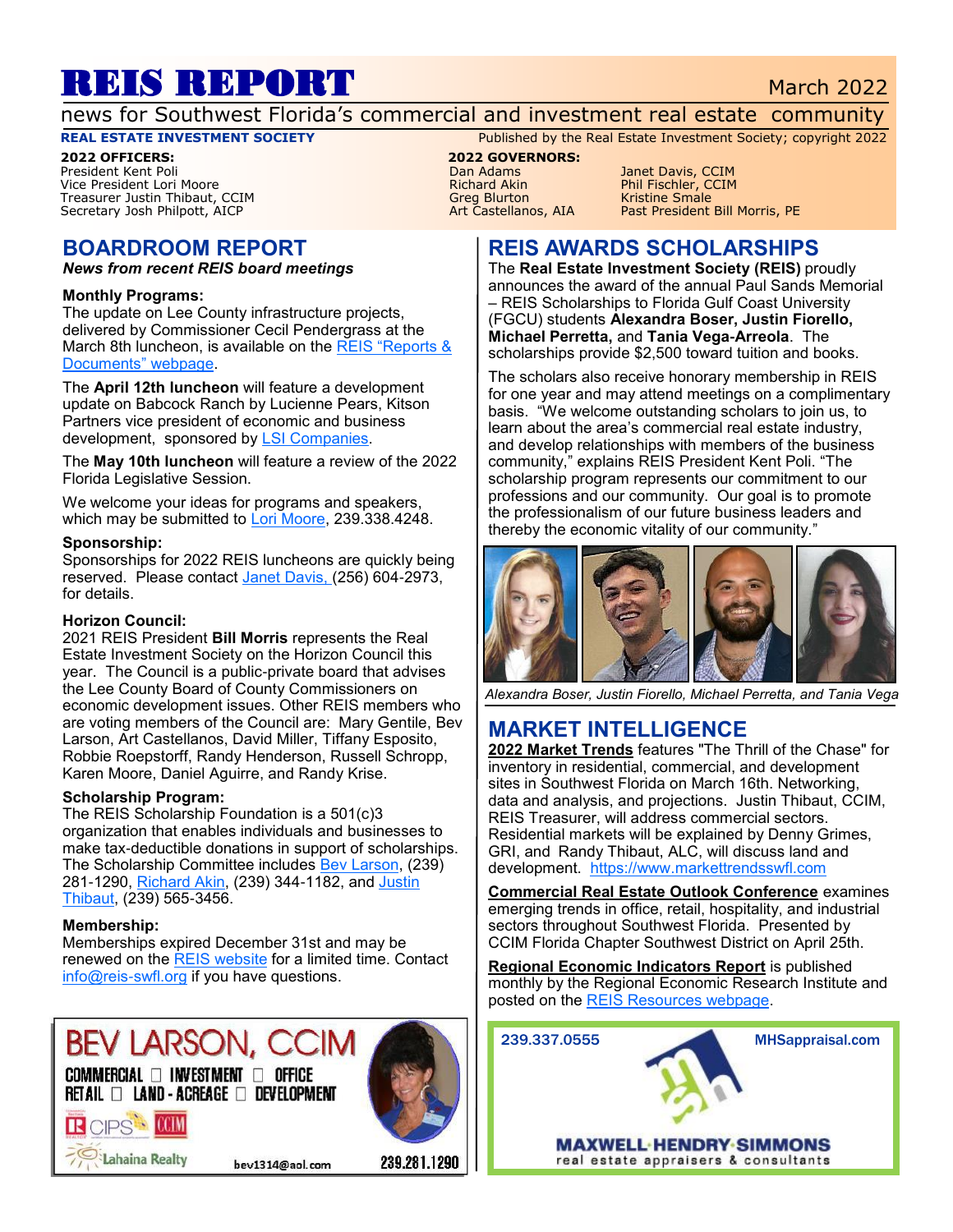# REIS REPORT

March 2022

news for Southwest Florida's commercial and investment real estate community

**REAL ESTATE INVESTMENT SOCIETY**

Published by the Real Estate Investment Society; copyright 2022

**2022 OFFICERS:**
President Kent Poli
Vice President Lori Moore
Treasurer Justin Thibaut, CCIM
Secretary Josh Philpott, AICP

**2022 GOVERNORS:**
Dan Adams
Richard Akin
Greg Blurton
Art Castellanos, AIA
Janet Davis, CCIM
Phil Fischler, CCIM
Kristine Smale
Past President Bill Morris, PE

## BOARDROOM REPORT

***News from recent REIS board meetings***

**Monthly Programs:**

The update on Lee County infrastructure projects, delivered by Commissioner Cecil Pendergrass at the March 8th luncheon, is available on the REIS "Reports & Documents" webpage.

The **April 12th luncheon** will feature a development update on Babcock Ranch by Lucienne Pears, Kitson Partners vice president of economic and business development, sponsored by LSI Companies.

The **May 10th luncheon** will feature a review of the 2022 Florida Legislative Session.

We welcome your ideas for programs and speakers, which may be submitted to Lori Moore, 239.338.4248.

**Sponsorship:**

Sponsorships for 2022 REIS luncheons are quickly being reserved. Please contact Janet Davis, (256) 604-2973, for details.

**Horizon Council:**

2021 REIS President **Bill Morris** represents the Real Estate Investment Society on the Horizon Council this year. The Council is a public-private board that advises the Lee County Board of County Commissioners on economic development issues. Other REIS members who are voting members of the Council are: Mary Gentile, Bev Larson, Art Castellanos, David Miller, Tiffany Esposito, Robbie Roepstorff, Randy Henderson, Russell Schropp, Karen Moore, Daniel Aguirre, and Randy Krise.

**Scholarship Program:**

The REIS Scholarship Foundation is a 501(c)3 organization that enables individuals and businesses to make tax-deductible donations in support of scholarships. The Scholarship Committee includes Bev Larson, (239) 281-1290, Richard Akin, (239) 344-1182, and Justin Thibaut, (239) 565-3456.

**Membership:**

Memberships expired December 31st and may be renewed on the REIS website for a limited time. Contact info@reis-swfl.org if you have questions.

BEV LARSON, CCIM
COMMERCIAL □ INVESTMENT □ OFFICE
RETAIL □ LAND - ACREAGE □ DEVELOPMENT
CIPS CCIM
Lahaina Realty
bev1314@aol.com 239.281.1290

## REIS AWARDS SCHOLARSHIPS

The **Real Estate Investment Society (REIS)** proudly announces the award of the annual Paul Sands Memorial – REIS Scholarships to Florida Gulf Coast University (FGCU) students **Alexandra Boser, Justin Fiorello, Michael Perretta,** and **Tania Vega-Arreola**. The scholarships provide $2,500 toward tuition and books.

The scholars also receive honorary membership in REIS for one year and may attend meetings on a complimentary basis. "We welcome outstanding scholars to join us, to learn about the area's commercial real estate industry, and develop relationships with members of the business community," explains REIS President Kent Poli. "The scholarship program represents our commitment to our professions and our community. Our goal is to promote the professionalism of our future business leaders and thereby the economic vitality of our community."

*Alexandra Boser, Justin Fiorello, Michael Perretta, and Tania Vega*

## MARKET INTELLIGENCE

**2022 Market Trends** features "The Thrill of the Chase" for inventory in residential, commercial, and development sites in Southwest Florida on March 16th. Networking, data and analysis, and projections. Justin Thibaut, CCIM, REIS Treasurer, will address commercial sectors. Residential markets will be explained by Denny Grimes, GRI, and Randy Thibaut, ALC, will discuss land and development. https://www.markettrendsswfl.com

**Commercial Real Estate Outlook Conference** examines emerging trends in office, retail, hospitality, and industrial sectors throughout Southwest Florida. Presented by CCIM Florida Chapter Southwest District on April 25th.

**Regional Economic Indicators Report** is published monthly by the Regional Economic Research Institute and posted on the REIS Resources webpage.

239.337.0555 MHSappraisal.com
MAXWELL·HENDRY·SIMMONS
real estate appraisers & consultants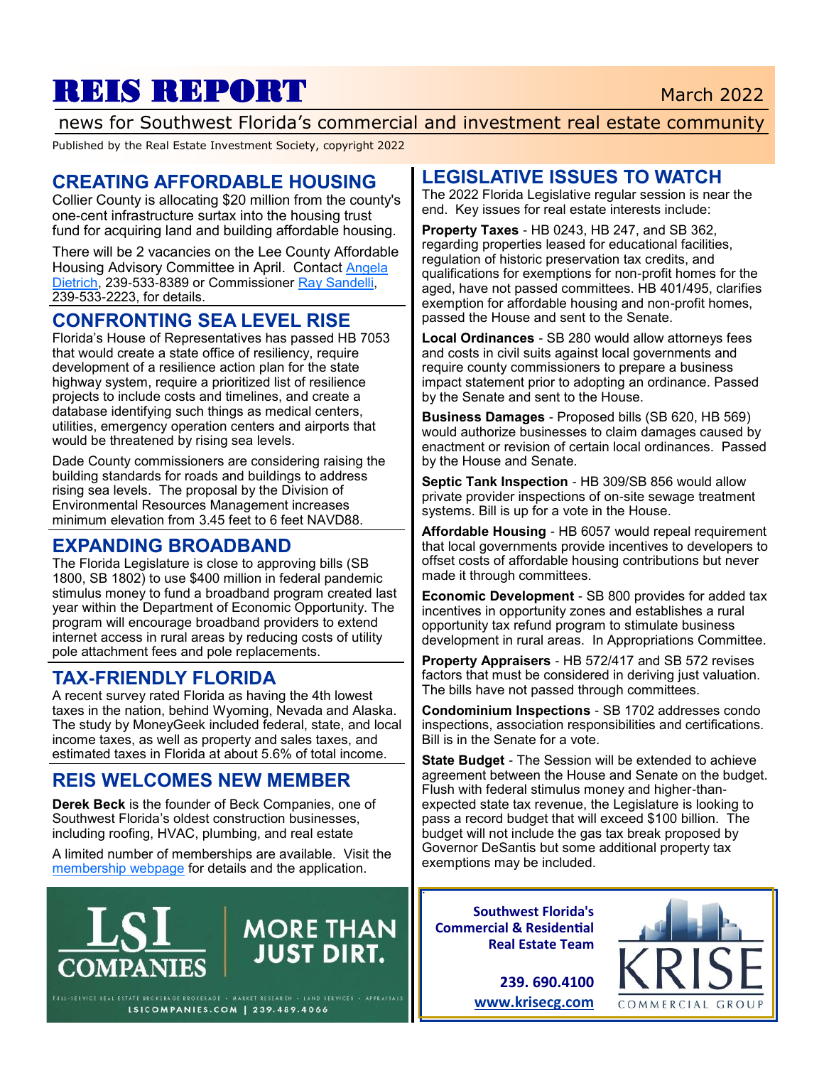# REIS REPORT

March 2022

news for Southwest Florida's commercial and investment real estate community

Published by the Real Estate Investment Society, copyright 2022

## CREATING AFFORDABLE HOUSING

Collier County is allocating $20 million from the county's one-cent infrastructure surtax into the housing trust fund for acquiring land and building affordable housing.

There will be 2 vacancies on the Lee County Affordable Housing Advisory Committee in April. Contact Angela Dietrich, 239-533-8389 or Commissioner Ray Sandelli, 239-533-2223, for details.

## CONFRONTING SEA LEVEL RISE

Florida's House of Representatives has passed HB 7053 that would create a state office of resiliency, require development of a resilience action plan for the state highway system, require a prioritized list of resilience projects to include costs and timelines, and create a database identifying such things as medical centers, utilities, emergency operation centers and airports that would be threatened by rising sea levels.

Dade County commissioners are considering raising the building standards for roads and buildings to address rising sea levels. The proposal by the Division of Environmental Resources Management increases minimum elevation from 3.45 feet to 6 feet NAVD88.

## EXPANDING BROADBAND

The Florida Legislature is close to approving bills (SB 1800, SB 1802) to use $400 million in federal pandemic stimulus money to fund a broadband program created last year within the Department of Economic Opportunity. The program will encourage broadband providers to extend internet access in rural areas by reducing costs of utility pole attachment fees and pole replacements.

## TAX-FRIENDLY FLORIDA

A recent survey rated Florida as having the 4th lowest taxes in the nation, behind Wyoming, Nevada and Alaska. The study by MoneyGeek included federal, state, and local income taxes, as well as property and sales taxes, and estimated taxes in Florida at about 5.6% of total income.

## REIS WELCOMES NEW MEMBER

**Derek Beck** is the founder of Beck Companies, one of Southwest Florida's oldest construction businesses, including roofing, HVAC, plumbing, and real estate

A limited number of memberships are available. Visit the membership webpage for details and the application.

LSI COMPANIES — MORE THAN JUST DIRT.

FULL-SERVICE REAL ESTATE BROKERAGE • MARKET RESEARCH • LAND SERVICES • APPRAISALS

LSICOMPANIES.COM | 239.489.4066

## LEGISLATIVE ISSUES TO WATCH

The 2022 Florida Legislative regular session is near the end. Key issues for real estate interests include:

**Property Taxes** - HB 0243, HB 247, and SB 362, regarding properties leased for educational facilities, regulation of historic preservation tax credits, and qualifications for exemptions for non-profit homes for the aged, have not passed committees. HB 401/495, clarifies exemption for affordable housing and non-profit homes, passed the House and sent to the Senate.

**Local Ordinances** - SB 280 would allow attorneys fees and costs in civil suits against local governments and require county commissioners to prepare a business impact statement prior to adopting an ordinance. Passed by the Senate and sent to the House.

**Business Damages** - Proposed bills (SB 620, HB 569) would authorize businesses to claim damages caused by enactment or revision of certain local ordinances. Passed by the House and Senate.

**Septic Tank Inspection** - HB 309/SB 856 would allow private provider inspections of on-site sewage treatment systems. Bill is up for a vote in the House.

**Affordable Housing** - HB 6057 would repeal requirement that local governments provide incentives to developers to offset costs of affordable housing contributions but never made it through committees.

**Economic Development** - SB 800 provides for added tax incentives in opportunity zones and establishes a rural opportunity tax refund program to stimulate business development in rural areas. In Appropriations Committee.

**Property Appraisers** - HB 572/417 and SB 572 revises factors that must be considered in deriving just valuation. The bills have not passed through committees.

**Condominium Inspections** - SB 1702 addresses condo inspections, association responsibilities and certifications. Bill is in the Senate for a vote.

**State Budget** - The Session will be extended to achieve agreement between the House and Senate on the budget. Flush with federal stimulus money and higher-than-expected state tax revenue, the Legislature is looking to pass a record budget that will exceed $100 billion. The budget will not include the gas tax break proposed by Governor DeSantis but some additional property tax exemptions may be included.

Southwest Florida's Commercial & Residential Real Estate Team

239. 690.4100

www.krisecg.com

KRISE COMMERCIAL GROUP